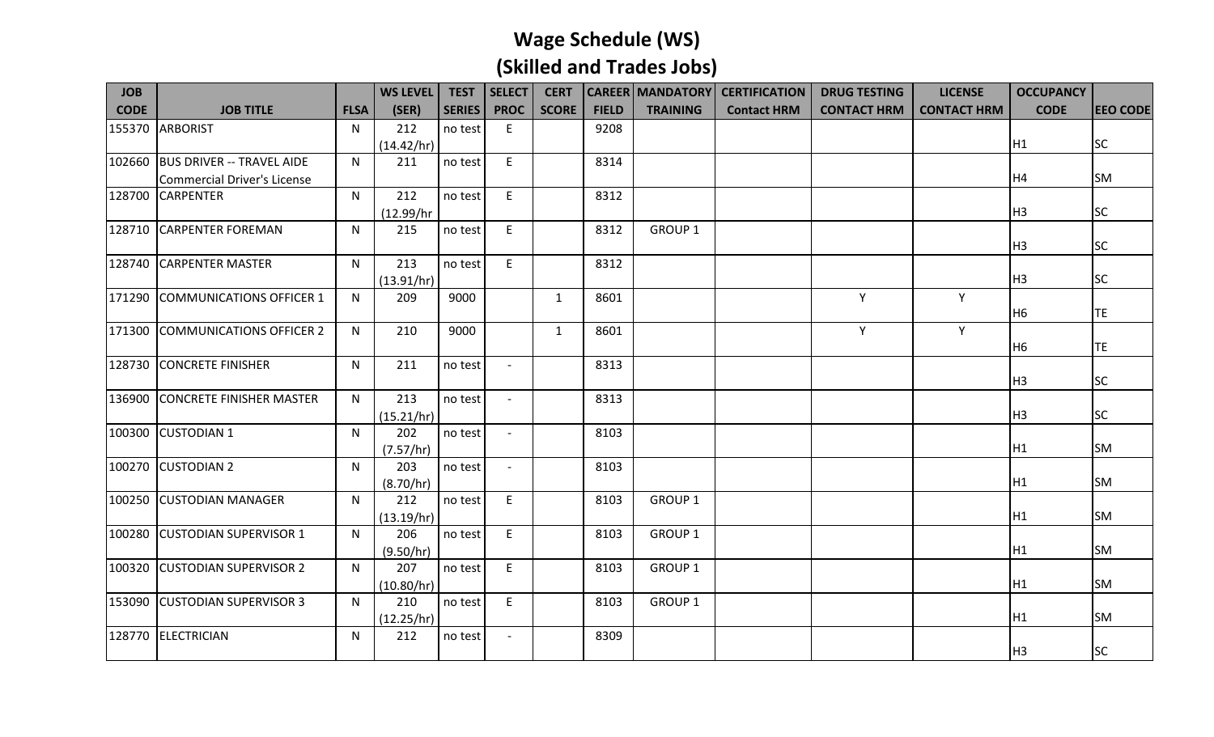# Wage Schedule (WS)
## (Skilled and Trades Jobs)

| JOB CODE | JOB TITLE | FLSA | WS LEVEL (SER) | TEST SERIES | SELECT PROC | CERT SCORE | CAREER FIELD | MANDATORY TRAINING | CERTIFICATION Contact HRM | DRUG TESTING CONTACT HRM | LICENSE CONTACT HRM | OCCUPANCY CODE | EEO CODE |
|---|---|---|---|---|---|---|---|---|---|---|---|---|---|
| 155370 | ARBORIST | N | 212 (14.42/hr) | no test | E | | 9208 | | | | | H1 | SC |
| 102660 | BUS DRIVER -- TRAVEL AIDE Commercial Driver's License | N | 211 | no test | E | | 8314 | | | | | H4 | SM |
| 128700 | CARPENTER | N | 212 (12.99/hr | no test | E | | 8312 | | | | | H3 | SC |
| 128710 | CARPENTER FOREMAN | N | 215 | no test | E | | 8312 | GROUP 1 | | | | H3 | SC |
| 128740 | CARPENTER MASTER | N | 213 (13.91/hr) | no test | E | | 8312 | | | | | H3 | SC |
| 171290 | COMMUNICATIONS OFFICER 1 | N | 209 | 9000 | | 1 | 8601 | | | Y | Y | H6 | TE |
| 171300 | COMMUNICATIONS OFFICER 2 | N | 210 | 9000 | | 1 | 8601 | | | Y | Y | H6 | TE |
| 128730 | CONCRETE FINISHER | N | 211 | no test | - | | 8313 | | | | | H3 | SC |
| 136900 | CONCRETE FINISHER MASTER | N | 213 (15.21/hr) | no test | - | | 8313 | | | | | H3 | SC |
| 100300 | CUSTODIAN 1 | N | 202 (7.57/hr) | no test | - | | 8103 | | | | | H1 | SM |
| 100270 | CUSTODIAN 2 | N | 203 (8.70/hr) | no test | - | | 8103 | | | | | H1 | SM |
| 100250 | CUSTODIAN MANAGER | N | 212 (13.19/hr) | no test | E | | 8103 | GROUP 1 | | | | H1 | SM |
| 100280 | CUSTODIAN SUPERVISOR 1 | N | 206 (9.50/hr) | no test | E | | 8103 | GROUP 1 | | | | H1 | SM |
| 100320 | CUSTODIAN SUPERVISOR 2 | N | 207 (10.80/hr) | no test | E | | 8103 | GROUP 1 | | | | H1 | SM |
| 153090 | CUSTODIAN SUPERVISOR 3 | N | 210 (12.25/hr) | no test | E | | 8103 | GROUP 1 | | | | H1 | SM |
| 128770 | ELECTRICIAN | N | 212 | no test | - | | 8309 | | | | | H3 | SC |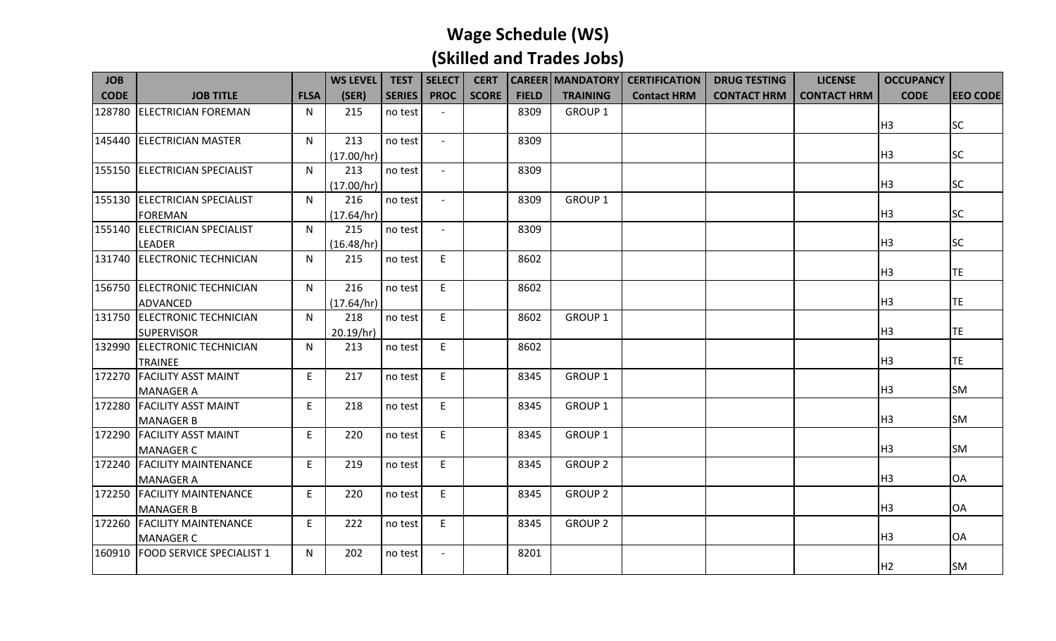# Wage Schedule (WS)
## (Skilled and Trades Jobs)

| JOB CODE | JOB TITLE | FLSA | WS LEVEL (SER) | TEST SERIES | SELECT PROC | CERT SCORE | CAREER FIELD | MANDATORY TRAINING | CERTIFICATION Contact HRM | DRUG TESTING CONTACT HRM | LICENSE CONTACT HRM | OCCUPANCY CODE | EEO CODE |
|---|---|---|---|---|---|---|---|---|---|---|---|---|---|
| 128780 | ELECTRICIAN FOREMAN | N | 215 | no test | - | | 8309 | GROUP 1 | | | | H3 | SC |
| 145440 | ELECTRICIAN MASTER | N | 213 (17.00/hr) | no test | - | | 8309 | | | | | H3 | SC |
| 155150 | ELECTRICIAN SPECIALIST | N | 213 (17.00/hr) | no test | - | | 8309 | | | | | H3 | SC |
| 155130 | ELECTRICIAN SPECIALIST FOREMAN | N | 216 (17.64/hr) | no test | - | | 8309 | GROUP 1 | | | | H3 | SC |
| 155140 | ELECTRICIAN SPECIALIST LEADER | N | 215 (16.48/hr) | no test | - | | 8309 | | | | | H3 | SC |
| 131740 | ELECTRONIC TECHNICIAN | N | 215 | no test | E | | 8602 | | | | | H3 | TE |
| 156750 | ELECTRONIC TECHNICIAN ADVANCED | N | 216 (17.64/hr) | no test | E | | 8602 | | | | | H3 | TE |
| 131750 | ELECTRONIC TECHNICIAN SUPERVISOR | N | 218 20.19/hr) | no test | E | | 8602 | GROUP 1 | | | | H3 | TE |
| 132990 | ELECTRONIC TECHNICIAN TRAINEE | N | 213 | no test | E | | 8602 | | | | | H3 | TE |
| 172270 | FACILITY ASST MAINT MANAGER A | E | 217 | no test | E | | 8345 | GROUP 1 | | | | H3 | SM |
| 172280 | FACILITY ASST MAINT MANAGER B | E | 218 | no test | E | | 8345 | GROUP 1 | | | | H3 | SM |
| 172290 | FACILITY ASST MAINT MANAGER C | E | 220 | no test | E | | 8345 | GROUP 1 | | | | H3 | SM |
| 172240 | FACILITY MAINTENANCE MANAGER A | E | 219 | no test | E | | 8345 | GROUP 2 | | | | H3 | OA |
| 172250 | FACILITY MAINTENANCE MANAGER B | E | 220 | no test | E | | 8345 | GROUP 2 | | | | H3 | OA |
| 172260 | FACILITY MAINTENANCE MANAGER C | E | 222 | no test | E | | 8345 | GROUP 2 | | | | H3 | OA |
| 160910 | FOOD SERVICE SPECIALIST 1 | N | 202 | no test | - | | 8201 | | | | | H2 | SM |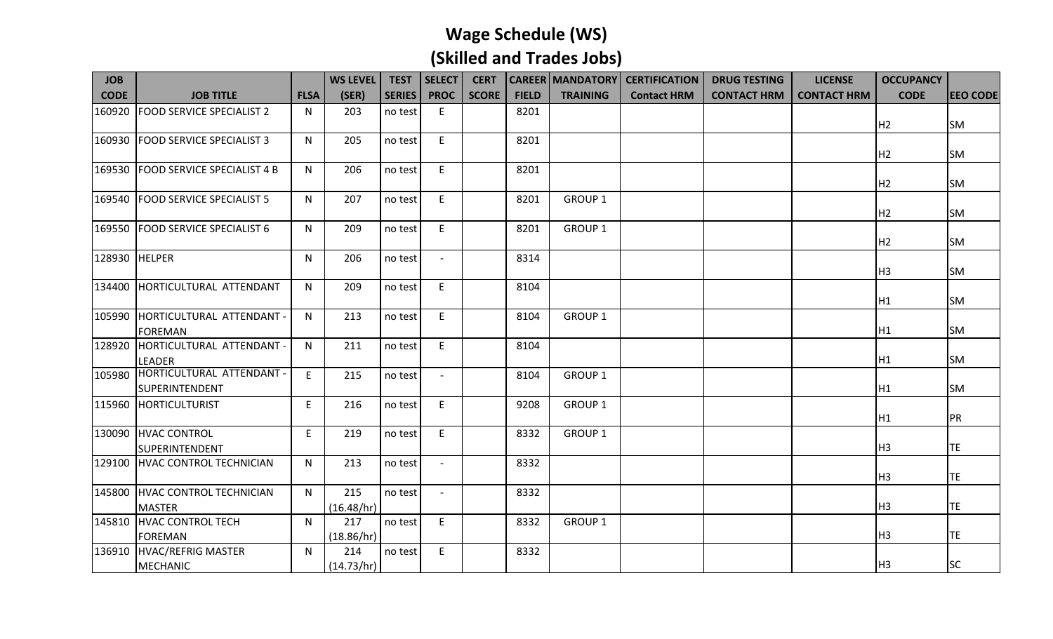# Wage Schedule (WS)

## (Skilled and Trades Jobs)

| JOB CODE | JOB TITLE | FLSA | WS LEVEL (SER) | TEST SERIES | SELECT PROC | CERT SCORE | CAREER FIELD | MANDATORY TRAINING | CERTIFICATION Contact HRM | DRUG TESTING CONTACT HRM | LICENSE CONTACT HRM | OCCUPANCY CODE | EEO CODE |
|---|---|---|---|---|---|---|---|---|---|---|---|---|---|
| 160920 | FOOD SERVICE SPECIALIST 2 | N | 203 | no test | E | | 8201 | | | | | H2 | SM |
| 160930 | FOOD SERVICE SPECIALIST 3 | N | 205 | no test | E | | 8201 | | | | | H2 | SM |
| 169530 | FOOD SERVICE SPECIALIST 4 B | N | 206 | no test | E | | 8201 | | | | | H2 | SM |
| 169540 | FOOD SERVICE SPECIALIST 5 | N | 207 | no test | E | | 8201 | GROUP 1 | | | | H2 | SM |
| 169550 | FOOD SERVICE SPECIALIST 6 | N | 209 | no test | E | | 8201 | GROUP 1 | | | | H2 | SM |
| 128930 | HELPER | N | 206 | no test | - | | 8314 | | | | | H3 | SM |
| 134400 | HORTICULTURAL ATTENDANT | N | 209 | no test | E | | 8104 | | | | | H1 | SM |
| 105990 | HORTICULTURAL ATTENDANT - FOREMAN | N | 213 | no test | E | | 8104 | GROUP 1 | | | | H1 | SM |
| 128920 | HORTICULTURAL ATTENDANT - LEADER | N | 211 | no test | E | | 8104 | | | | | H1 | SM |
| 105980 | HORTICULTURAL ATTENDANT - SUPERINTENDENT | E | 215 | no test | - | | 8104 | GROUP 1 | | | | H1 | SM |
| 115960 | HORTICULTURIST | E | 216 | no test | E | | 9208 | GROUP 1 | | | | H1 | PR |
| 130090 | HVAC CONTROL SUPERINTENDENT | E | 219 | no test | E | | 8332 | GROUP 1 | | | | H3 | TE |
| 129100 | HVAC CONTROL TECHNICIAN | N | 213 | no test | - | | 8332 | | | | | H3 | TE |
| 145800 | HVAC CONTROL TECHNICIAN MASTER | N | 215 (16.48/hr) | no test | - | | 8332 | | | | | H3 | TE |
| 145810 | HVAC CONTROL TECH FOREMAN | N | 217 (18.86/hr) | no test | E | | 8332 | GROUP 1 | | | | H3 | TE |
| 136910 | HVAC/REFRIG MASTER MECHANIC | N | 214 (14.73/hr) | no test | E | | 8332 | | | | | H3 | SC |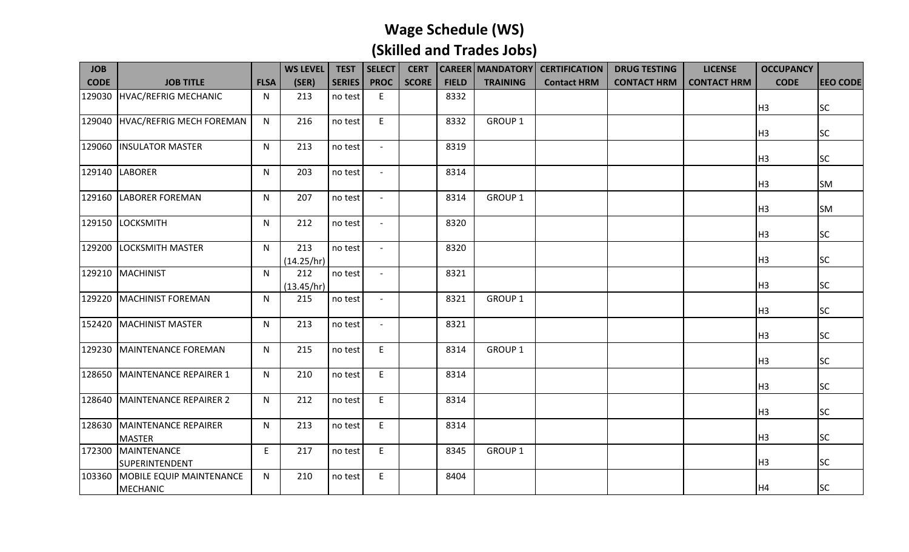# Wage Schedule (WS)

# (Skilled and Trades Jobs)

| JOB CODE | JOB TITLE | FLSA | WS LEVEL (SER) | TEST SERIES | SELECT PROC | CERT SCORE | CAREER FIELD | MANDATORY TRAINING | CERTIFICATION Contact HRM | DRUG TESTING CONTACT HRM | LICENSE CONTACT HRM | OCCUPANCY CODE | EEO CODE |
|---|---|---|---|---|---|---|---|---|---|---|---|---|---|
| 129030 | HVAC/REFRIG MECHANIC | N | 213 | no test | E | | 8332 | | | | | H3 | SC |
| 129040 | HVAC/REFRIG MECH FOREMAN | N | 216 | no test | E | | 8332 | GROUP 1 | | | | H3 | SC |
| 129060 | INSULATOR MASTER | N | 213 | no test | - | | 8319 | | | | | H3 | SC |
| 129140 | LABORER | N | 203 | no test | - | | 8314 | | | | | H3 | SM |
| 129160 | LABORER FOREMAN | N | 207 | no test | - | | 8314 | GROUP 1 | | | | H3 | SM |
| 129150 | LOCKSMITH | N | 212 | no test | - | | 8320 | | | | | H3 | SC |
| 129200 | LOCKSMITH MASTER | N | 213 (14.25/hr) | no test | - | | 8320 | | | | | H3 | SC |
| 129210 | MACHINIST | N | 212 (13.45/hr) | no test | - | | 8321 | | | | | H3 | SC |
| 129220 | MACHINIST FOREMAN | N | 215 | no test | - | | 8321 | GROUP 1 | | | | H3 | SC |
| 152420 | MACHINIST MASTER | N | 213 | no test | - | | 8321 | | | | | H3 | SC |
| 129230 | MAINTENANCE FOREMAN | N | 215 | no test | E | | 8314 | GROUP 1 | | | | H3 | SC |
| 128650 | MAINTENANCE REPAIRER 1 | N | 210 | no test | E | | 8314 | | | | | H3 | SC |
| 128640 | MAINTENANCE REPAIRER 2 | N | 212 | no test | E | | 8314 | | | | | H3 | SC |
| 128630 | MAINTENANCE REPAIRER MASTER | N | 213 | no test | E | | 8314 | | | | | H3 | SC |
| 172300 | MAINTENANCE SUPERINTENDENT | E | 217 | no test | E | | 8345 | GROUP 1 | | | | H3 | SC |
| 103360 | MOBILE EQUIP MAINTENANCE MECHANIC | N | 210 | no test | E | | 8404 | | | | | H4 | SC |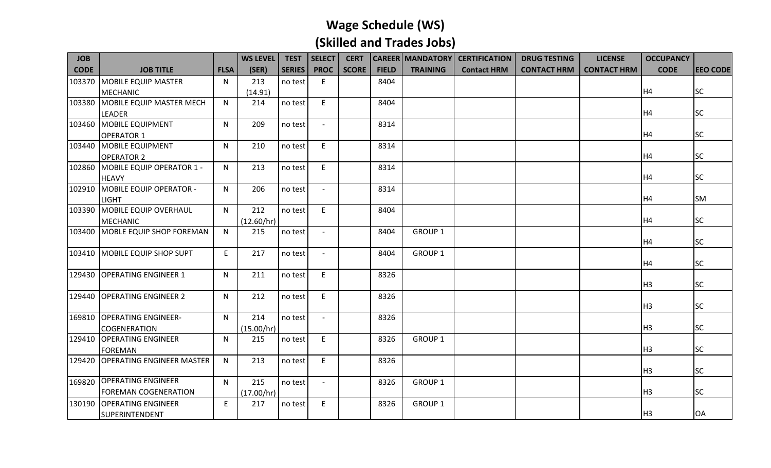# Wage Schedule (WS)
## (Skilled and Trades Jobs)

| JOB CODE | JOB TITLE | FLSA | WS LEVEL (SER) | TEST SERIES | SELECT PROC | CERT SCORE | CAREER FIELD | MANDATORY TRAINING | CERTIFICATION Contact HRM | DRUG TESTING CONTACT HRM | LICENSE CONTACT HRM | OCCUPANCY CODE | EEO CODE |
|---|---|---|---|---|---|---|---|---|---|---|---|---|---|
| 103370 | MOBILE EQUIP MASTER MECHANIC | N | 213 (14.91) | no test | E | | 8404 | | | | | H4 | SC |
| 103380 | MOBILE EQUIP MASTER MECH LEADER | N | 214 | no test | E | | 8404 | | | | | H4 | SC |
| 103460 | MOBILE EQUIPMENT OPERATOR 1 | N | 209 | no test | - | | 8314 | | | | | H4 | SC |
| 103440 | MOBILE EQUIPMENT OPERATOR 2 | N | 210 | no test | E | | 8314 | | | | | H4 | SC |
| 102860 | MOBILE EQUIP OPERATOR 1 - HEAVY | N | 213 | no test | E | | 8314 | | | | | H4 | SC |
| 102910 | MOBILE EQUIP OPERATOR - LIGHT | N | 206 | no test | - | | 8314 | | | | | H4 | SM |
| 103390 | MOBILE EQUIP OVERHAUL MECHANIC | N | 212 (12.60/hr) | no test | E | | 8404 | | | | | H4 | SC |
| 103400 | MOBLE EQUIP SHOP FOREMAN | N | 215 | no test | - | | 8404 | GROUP 1 | | | | H4 | SC |
| 103410 | MOBILE EQUIP SHOP SUPT | E | 217 | no test | - | | 8404 | GROUP 1 | | | | H4 | SC |
| 129430 | OPERATING ENGINEER 1 | N | 211 | no test | E | | 8326 | | | | | H3 | SC |
| 129440 | OPERATING ENGINEER 2 | N | 212 | no test | E | | 8326 | | | | | H3 | SC |
| 169810 | OPERATING ENGINEER-COGENERATION | N | 214 (15.00/hr) | no test | - | | 8326 | | | | | H3 | SC |
| 129410 | OPERATING ENGINEER FOREMAN | N | 215 | no test | E | | 8326 | GROUP 1 | | | | H3 | SC |
| 129420 | OPERATING ENGINEER MASTER | N | 213 | no test | E | | 8326 | | | | | H3 | SC |
| 169820 | OPERATING ENGINEER FOREMAN COGENERATION | N | 215 (17.00/hr) | no test | - | | 8326 | GROUP 1 | | | | H3 | SC |
| 130190 | OPERATING ENGINEER SUPERINTENDENT | E | 217 | no test | E | | 8326 | GROUP 1 | | | | H3 | OA |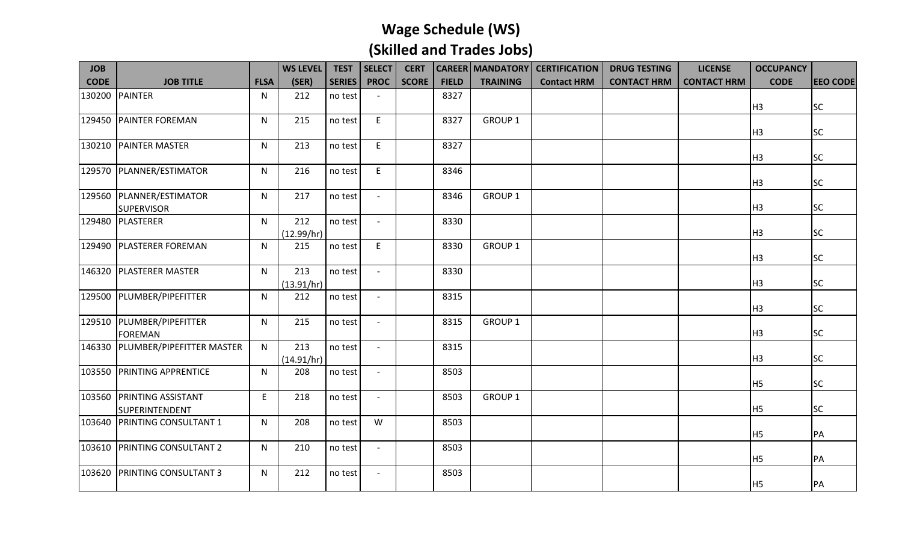# Wage Schedule (WS)
## (Skilled and Trades Jobs)

| JOB CODE | JOB TITLE | FLSA | WS LEVEL (SER) | TEST SERIES | SELECT PROC | CERT SCORE | CAREER FIELD | MANDATORY TRAINING | CERTIFICATION Contact HRM | DRUG TESTING CONTACT HRM | LICENSE CONTACT HRM | OCCUPANCY CODE | EEO CODE |
|---|---|---|---|---|---|---|---|---|---|---|---|---|---|
| 130200 | PAINTER | N | 212 | no test | - | | 8327 | | | | | H3 | SC |
| 129450 | PAINTER FOREMAN | N | 215 | no test | E | | 8327 | GROUP 1 | | | | H3 | SC |
| 130210 | PAINTER MASTER | N | 213 | no test | E | | 8327 | | | | | H3 | SC |
| 129570 | PLANNER/ESTIMATOR | N | 216 | no test | E | | 8346 | | | | | H3 | SC |
| 129560 | PLANNER/ESTIMATOR SUPERVISOR | N | 217 | no test | - | | 8346 | GROUP 1 | | | | H3 | SC |
| 129480 | PLASTERER | N | 212 (12.99/hr) | no test | - | | 8330 | | | | | H3 | SC |
| 129490 | PLASTERER FOREMAN | N | 215 | no test | E | | 8330 | GROUP 1 | | | | H3 | SC |
| 146320 | PLASTERER MASTER | N | 213 (13.91/hr) | no test | - | | 8330 | | | | | H3 | SC |
| 129500 | PLUMBER/PIPEFITTER | N | 212 | no test | - | | 8315 | | | | | H3 | SC |
| 129510 | PLUMBER/PIPEFITTER FOREMAN | N | 215 | no test | - | | 8315 | GROUP 1 | | | | H3 | SC |
| 146330 | PLUMBER/PIPEFITTER MASTER | N | 213 (14.91/hr) | no test | - | | 8315 | | | | | H3 | SC |
| 103550 | PRINTING APPRENTICE | N | 208 | no test | - | | 8503 | | | | | H5 | SC |
| 103560 | PRINTING ASSISTANT SUPERINTENDENT | E | 218 | no test | - | | 8503 | GROUP 1 | | | | H5 | SC |
| 103640 | PRINTING CONSULTANT 1 | N | 208 | no test | W | | 8503 | | | | | H5 | PA |
| 103610 | PRINTING CONSULTANT 2 | N | 210 | no test | - | | 8503 | | | | | H5 | PA |
| 103620 | PRINTING CONSULTANT 3 | N | 212 | no test | - | | 8503 | | | | | H5 | PA |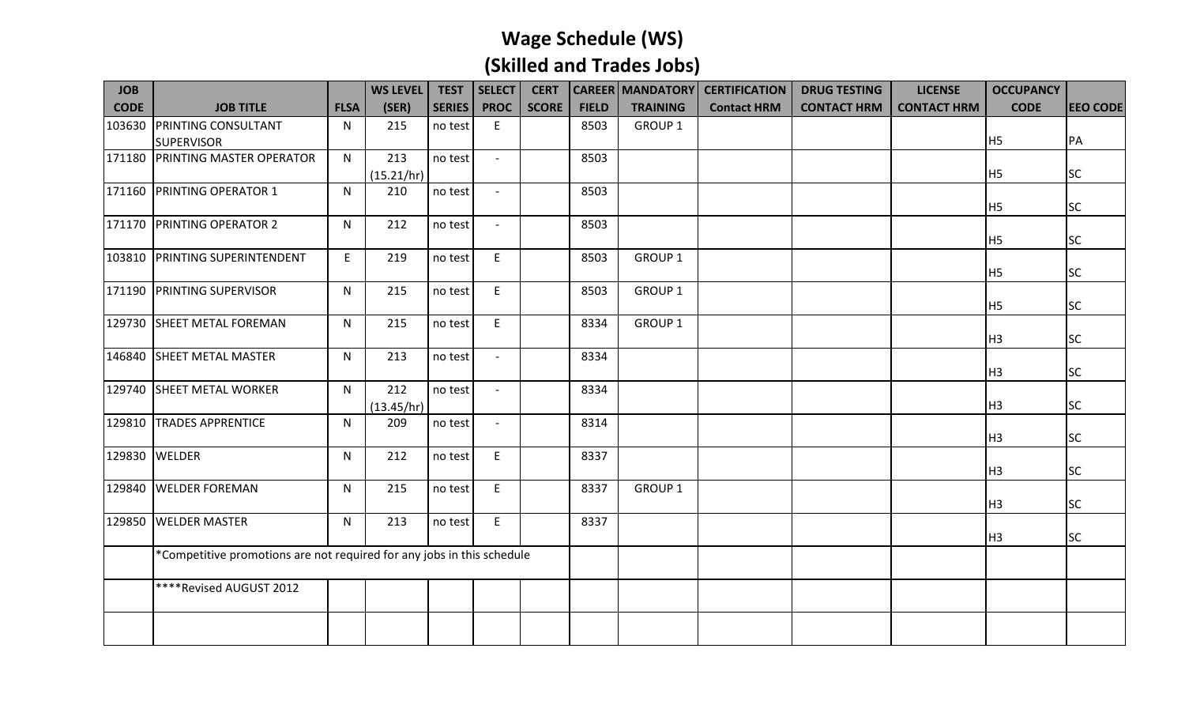# Wage Schedule (WS)
# (Skilled and Trades Jobs)

| JOB CODE | JOB TITLE | FLSA | WS LEVEL (SER) | TEST SERIES | SELECT PROC | CERT SCORE | CAREER FIELD | MANDATORY TRAINING | CERTIFICATION Contact HRM | DRUG TESTING CONTACT HRM | LICENSE CONTACT HRM | OCCUPANCY CODE | EEO CODE |
|---|---|---|---|---|---|---|---|---|---|---|---|---|---|
| 103630 | PRINTING CONSULTANT SUPERVISOR | N | 215 | no test | E | | 8503 | GROUP 1 | | | | H5 | PA |
| 171180 | PRINTING MASTER OPERATOR | N | 213 (15.21/hr) | no test | - | | 8503 | | | | | H5 | SC |
| 171160 | PRINTING OPERATOR 1 | N | 210 | no test | - | | 8503 | | | | | H5 | SC |
| 171170 | PRINTING OPERATOR 2 | N | 212 | no test | - | | 8503 | | | | | H5 | SC |
| 103810 | PRINTING SUPERINTENDENT | E | 219 | no test | E | | 8503 | GROUP 1 | | | | H5 | SC |
| 171190 | PRINTING SUPERVISOR | N | 215 | no test | E | | 8503 | GROUP 1 | | | | H5 | SC |
| 129730 | SHEET METAL FOREMAN | N | 215 | no test | E | | 8334 | GROUP 1 | | | | H3 | SC |
| 146840 | SHEET METAL MASTER | N | 213 | no test | - | | 8334 | | | | | H3 | SC |
| 129740 | SHEET METAL WORKER | N | 212 (13.45/hr) | no test | - | | 8334 | | | | | H3 | SC |
| 129810 | TRADES APPRENTICE | N | 209 | no test | - | | 8314 | | | | | H3 | SC |
| 129830 | WELDER | N | 212 | no test | E | | 8337 | | | | | H3 | SC |
| 129840 | WELDER FOREMAN | N | 215 | no test | E | | 8337 | GROUP 1 | | | | H3 | SC |
| 129850 | WELDER MASTER | N | 213 | no test | E | | 8337 | | | | | H3 | SC |
| | *Competitive promotions are not required for any jobs in this schedule | | | | | | | | | | | | |
| | ****Revised AUGUST 2012 | | | | | | | | | | | | |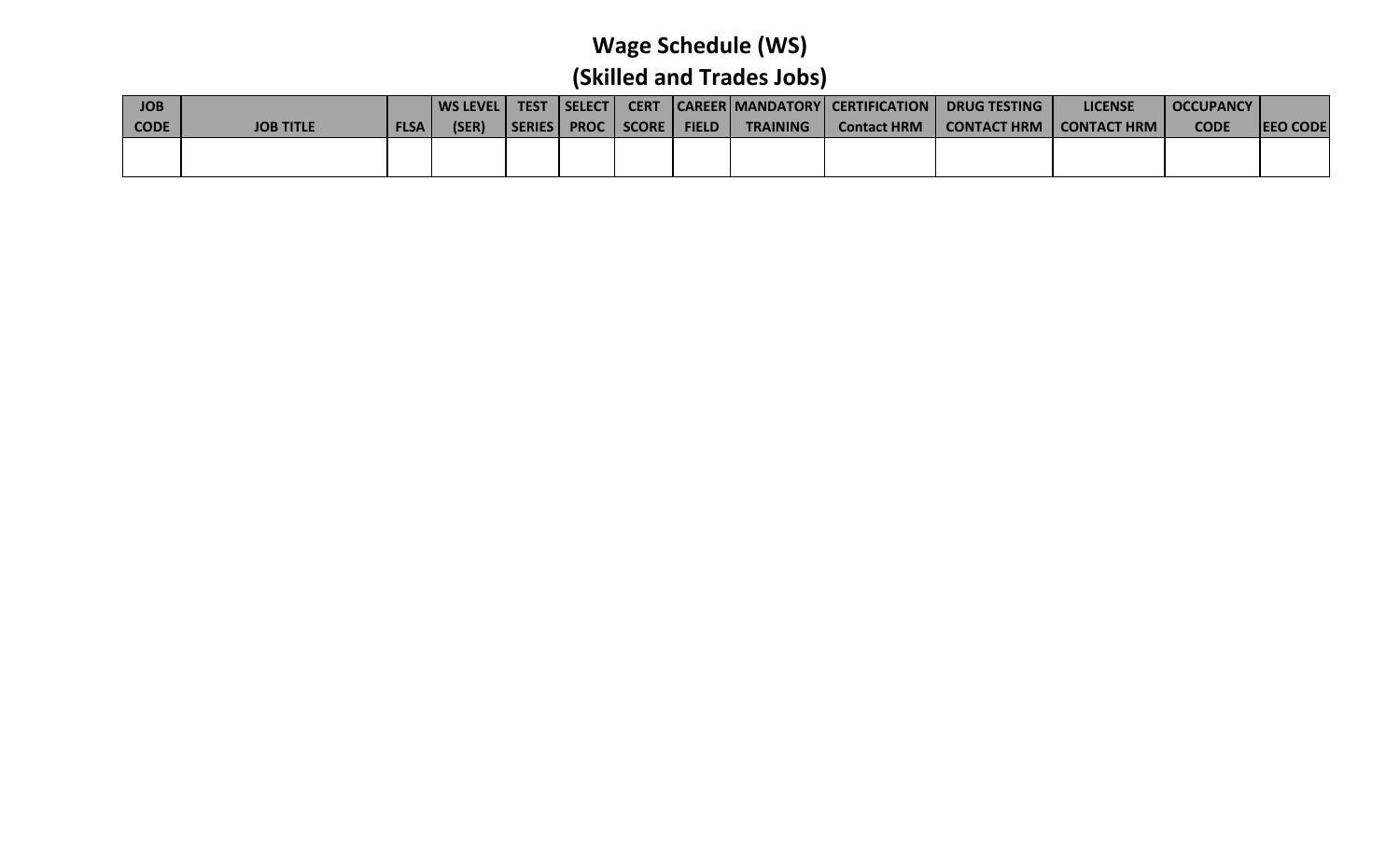# Wage Schedule (WS)
## (Skilled and Trades Jobs)

| JOB CODE | JOB TITLE | FLSA | WS LEVEL (SER) | TEST SERIES | SELECT PROC | CERT SCORE | CAREER FIELD | MANDATORY TRAINING | CERTIFICATION Contact HRM | DRUG TESTING CONTACT HRM | LICENSE CONTACT HRM | OCCUPANCY CODE | EEO CODE |
|---|---|---|---|---|---|---|---|---|---|---|---|---|---|
| | | | | | | | | | | | | | |